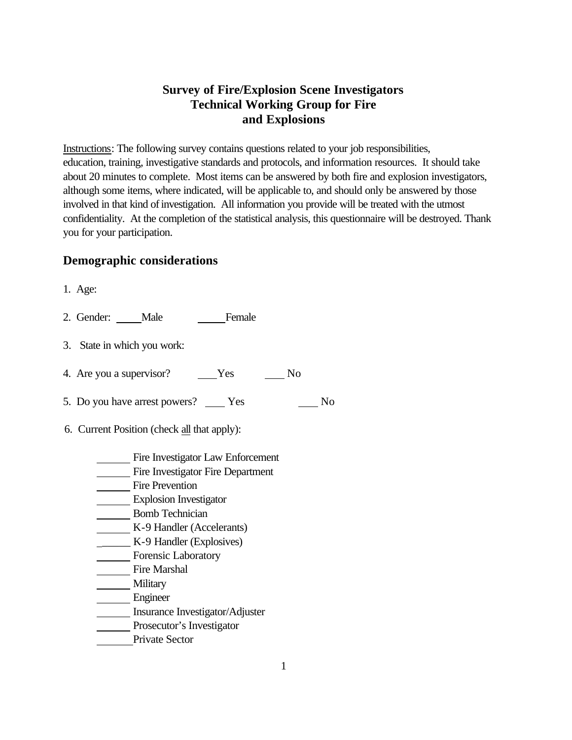# Survey of Fire/Explosion Scene Investigators
# Technical Working Group for Fire and Explosions

Instructions: The following survey contains questions related to your job responsibilities, education, training, investigative standards and protocols, and information resources. It should take about 20 minutes to complete. Most items can be answered by both fire and explosion investigators, although some items, where indicated, will be applicable to, and should only be answered by those involved in that kind of investigation. All information you provide will be treated with the utmost confidentiality. At the completion of the statistical analysis, this questionnaire will be destroyed. Thank you for your participation.

## Demographic considerations

1. Age:

2. Gender: _____Male _____Female

3. State in which you work:

4. Are you a supervisor? ____Yes ____ No

5. Do you have arrest powers? ____ Yes ____ No

6. Current Position (check all that apply):

______ Fire Investigator Law Enforcement
______ Fire Investigator Fire Department
______ Fire Prevention
______ Explosion Investigator
______ Bomb Technician
______ K-9 Handler (Accelerants)
______ K-9 Handler (Explosives)
______ Forensic Laboratory
______ Fire Marshal
______ Military
______ Engineer
______ Insurance Investigator/Adjuster
______ Prosecutor's Investigator
______ Private Sector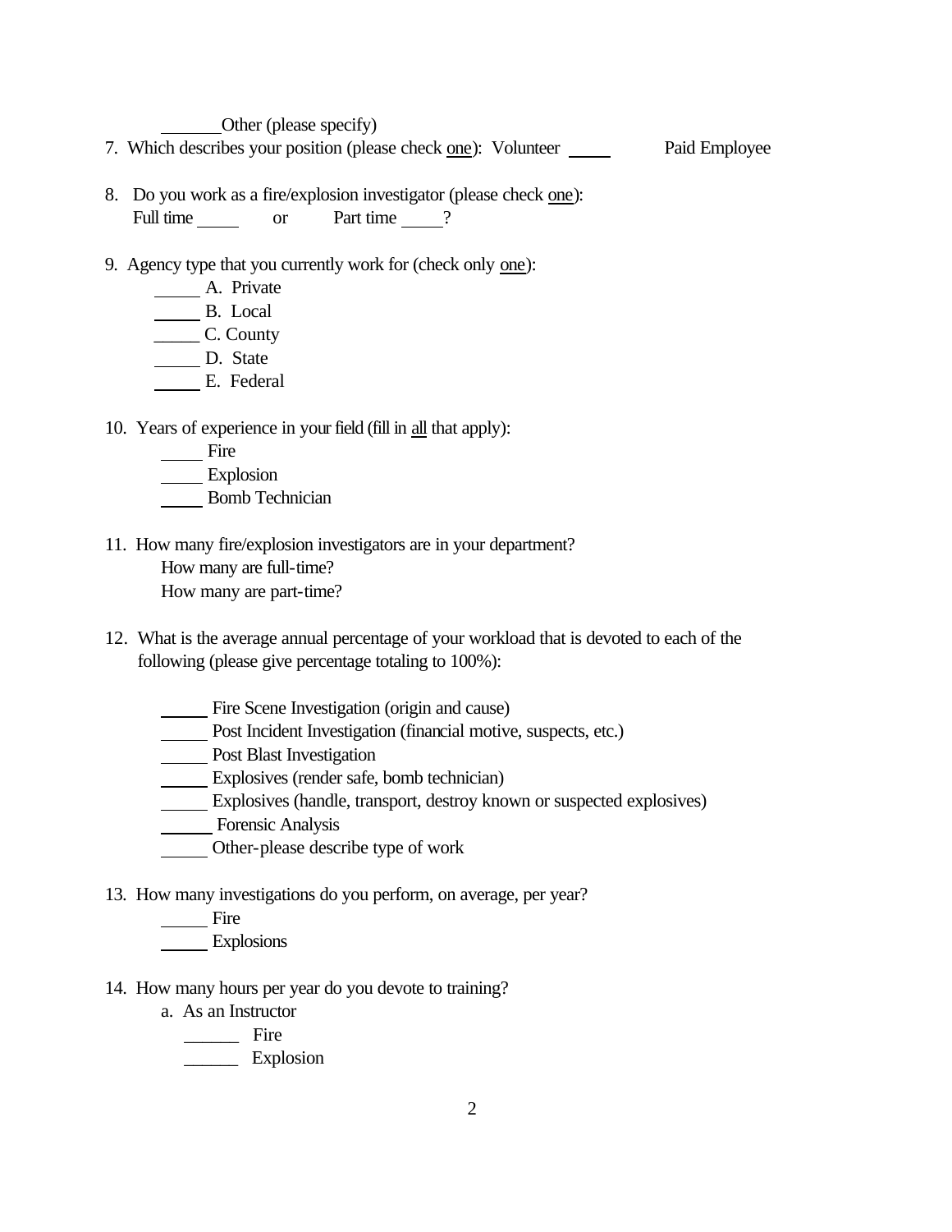_______Other (please specify)

7. Which describes your position (please check <u>one</u>): Volunteer _____ Paid Employee

8. Do you work as a fire/explosion investigator (please check <u>one</u>):
   Full time _____ or Part time _____?

9. Agency type that you currently work for (check only <u>one</u>):
   _____ A. Private
   _____ B. Local
   _____ C. County
   _____ D. State
   _____ E. Federal

10. Years of experience in your field (fill in <u>all</u> that apply):
    _____ Fire
    _____ Explosion
    _____ Bomb Technician

11. How many fire/explosion investigators are in your department?
    How many are full-time?
    How many are part-time?

12. What is the average annual percentage of your workload that is devoted to each of the following (please give percentage totaling to 100%):

    _____ Fire Scene Investigation (origin and cause)
    _____ Post Incident Investigation (financial motive, suspects, etc.)
    _____ Post Blast Investigation
    _____ Explosives (render safe, bomb technician)
    _____ Explosives (handle, transport, destroy known or suspected explosives)
    _____ Forensic Analysis
    _____ Other-please describe type of work

13. How many investigations do you perform, on average, per year?
    _____ Fire
    _____ Explosions

14. How many hours per year do you devote to training?
    a. As an Instructor
       ______ Fire
       ______ Explosion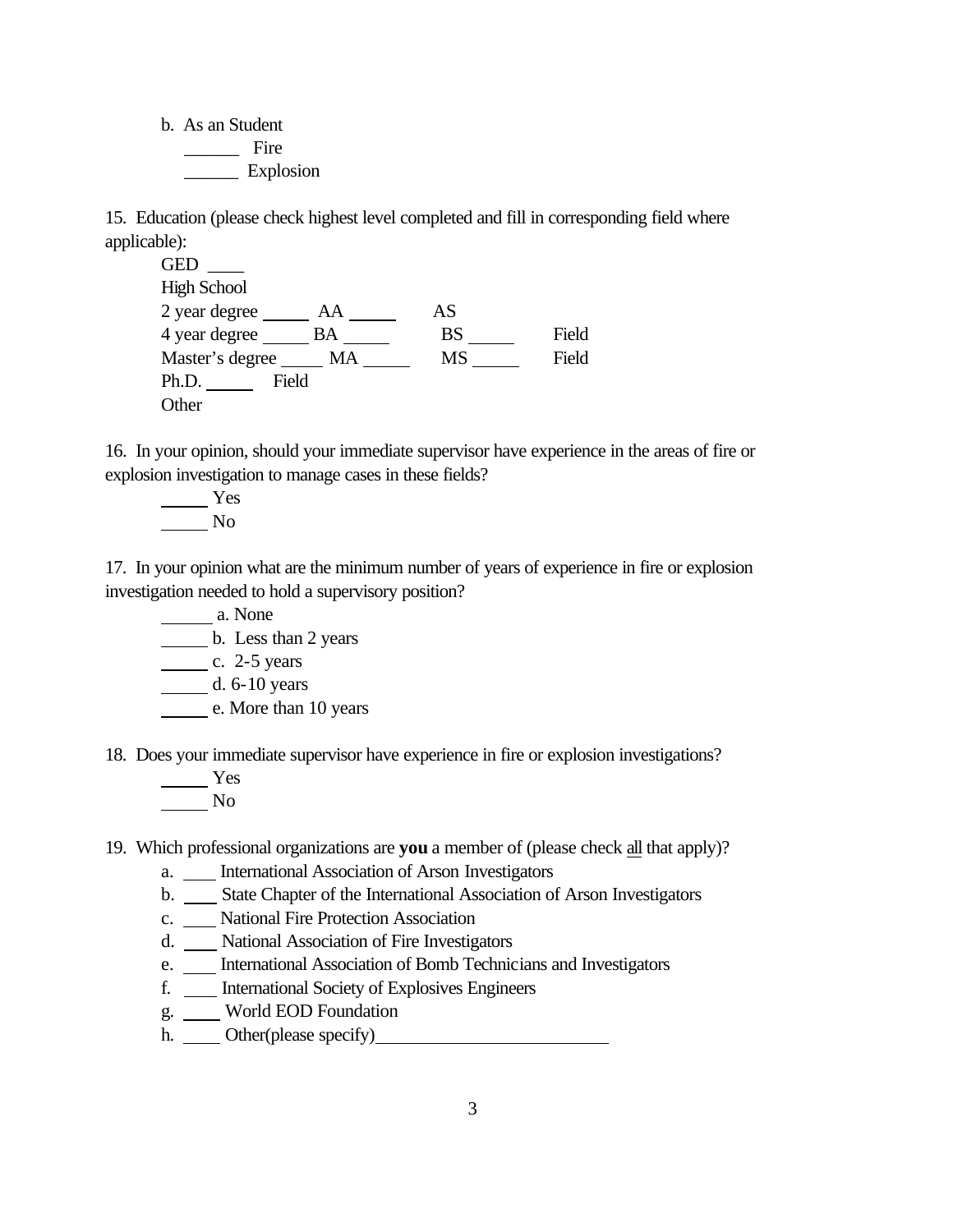b. As an Student

   ______ Fire

   ______ Explosion

15. Education (please check highest level completed and fill in corresponding field where applicable):

   GED ____

   High School

   2 year degree _____ AA _____ AS

   4 year degree _____ BA _____ BS _____ Field

   Master's degree _____ MA _____ MS _____ Field

   Ph.D. _____ Field

   Other

16. In your opinion, should your immediate supervisor have experience in the areas of fire or explosion investigation to manage cases in these fields?

   _____ Yes

   _____ No

17. In your opinion what are the minimum number of years of experience in fire or explosion investigation needed to hold a supervisory position?

   _____ a. None

   _____ b. Less than 2 years

   _____ c. 2-5 years

   _____ d. 6-10 years

   _____ e. More than 10 years

18. Does your immediate supervisor have experience in fire or explosion investigations?

   _____ Yes

   _____ No

19. Which professional organizations are **you** a member of (please check all that apply)?

   a. ____ International Association of Arson Investigators

   b. ____ State Chapter of the International Association of Arson Investigators

   c. ____ National Fire Protection Association

   d. ____ National Association of Fire Investigators

   e. ____ International Association of Bomb Technicians and Investigators

   f. ____ International Society of Explosives Engineers

   g. ____ World EOD Foundation

   h. ____ Other(please specify)________________________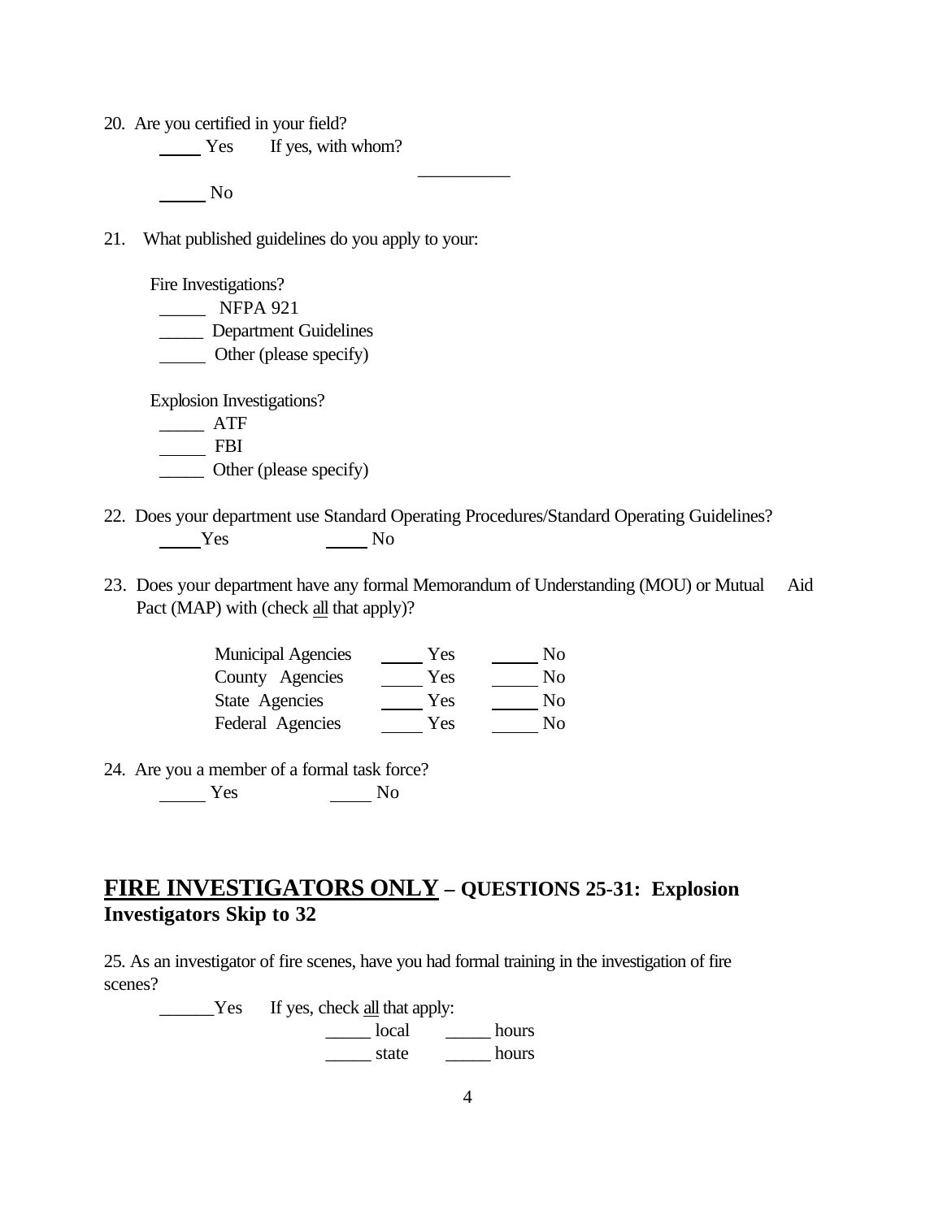20. Are you certified in your field?

_____ Yes     If yes, with whom? __________

_____ No

21. What published guidelines do you apply to your:

Fire Investigations?

_____ NFPA 921

_____ Department Guidelines

_____ Other (please specify)

Explosion Investigations?

_____ ATF

_____ FBI

_____ Other (please specify)

22. Does your department use Standard Operating Procedures/Standard Operating Guidelines?

_____ Yes     _____ No

23. Does your department have any formal Memorandum of Understanding (MOU) or Mutual Aid Pact (MAP) with (check all that apply)?

| | | |
|---|---|---|
| Municipal Agencies | _____ Yes | _____ No |
| County Agencies | _____ Yes | _____ No |
| State Agencies | _____ Yes | _____ No |
| Federal Agencies | _____ Yes | _____ No |

24. Are you a member of a formal task force?

_____ Yes     _____ No

## FIRE INVESTIGATORS ONLY – QUESTIONS 25-31: Explosion Investigators Skip to 32

25. As an investigator of fire scenes, have you had formal training in the investigation of fire scenes?

______Yes     If yes, check all that apply:

_____ local     _____ hours

_____ state     _____ hours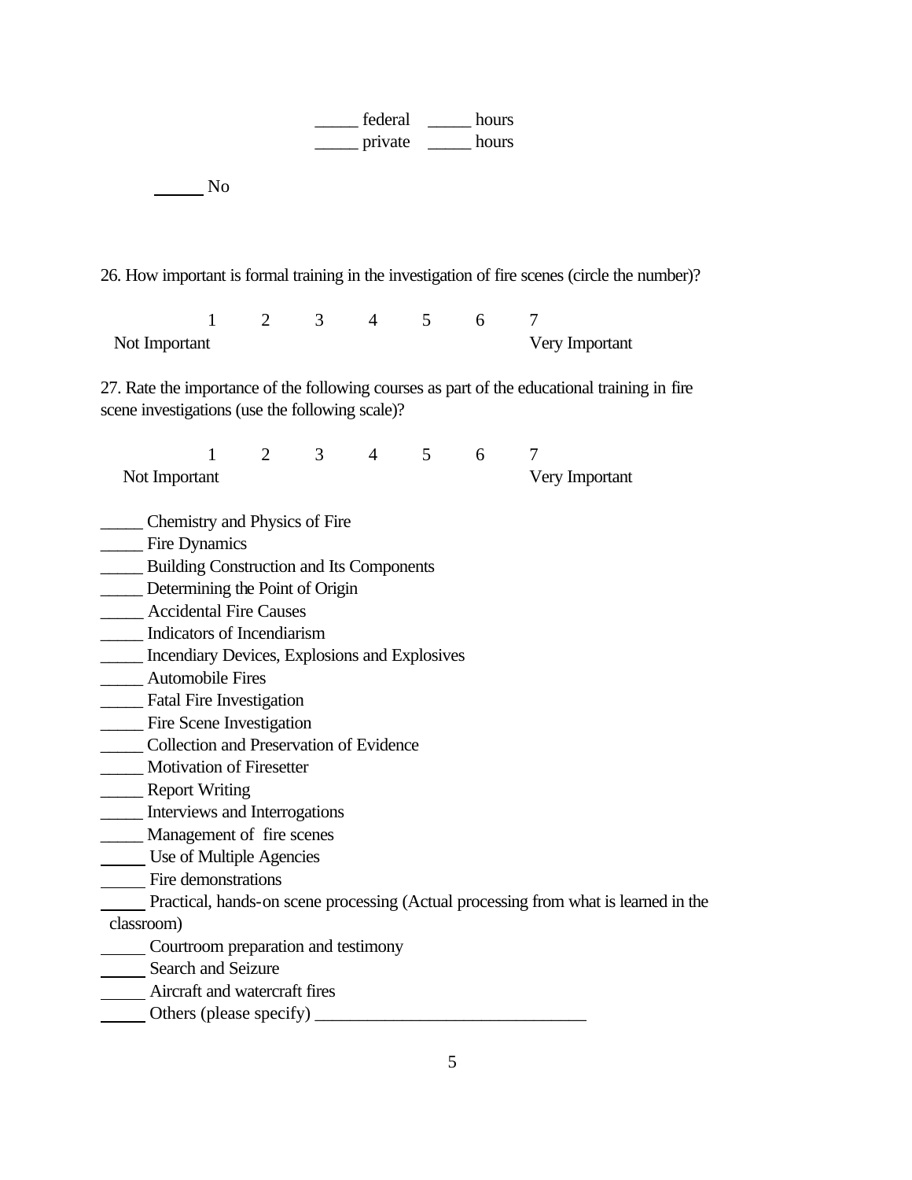_____ federal _____ hours
_____ private _____ hours

_____ No

26. How important is formal training in the investigation of fire scenes (circle the number)?

| 1 | 2 | 3 | 4 | 5 | 6 | 7 |
|---|---|---|---|---|---|---|
| Not Important | | | | | | Very Important |

27. Rate the importance of the following courses as part of the educational training in fire scene investigations (use the following scale)?

| 1 | 2 | 3 | 4 | 5 | 6 | 7 |
|---|---|---|---|---|---|---|
| Not Important | | | | | | Very Important |

_____ Chemistry and Physics of Fire
_____ Fire Dynamics
_____ Building Construction and Its Components
_____ Determining the Point of Origin
_____ Accidental Fire Causes
_____ Indicators of Incendiarism
_____ Incendiary Devices, Explosions and Explosives
_____ Automobile Fires
_____ Fatal Fire Investigation
_____ Fire Scene Investigation
_____ Collection and Preservation of Evidence
_____ Motivation of Firesetter
_____ Report Writing
_____ Interviews and Interrogations
_____ Management of fire scenes
_____ Use of Multiple Agencies
_____ Fire demonstrations
_____ Practical, hands-on scene processing (Actual processing from what is learned in the classroom)
_____ Courtroom preparation and testimony
_____ Search and Seizure
_____ Aircraft and watercraft fires
_____ Others (please specify) ______________________________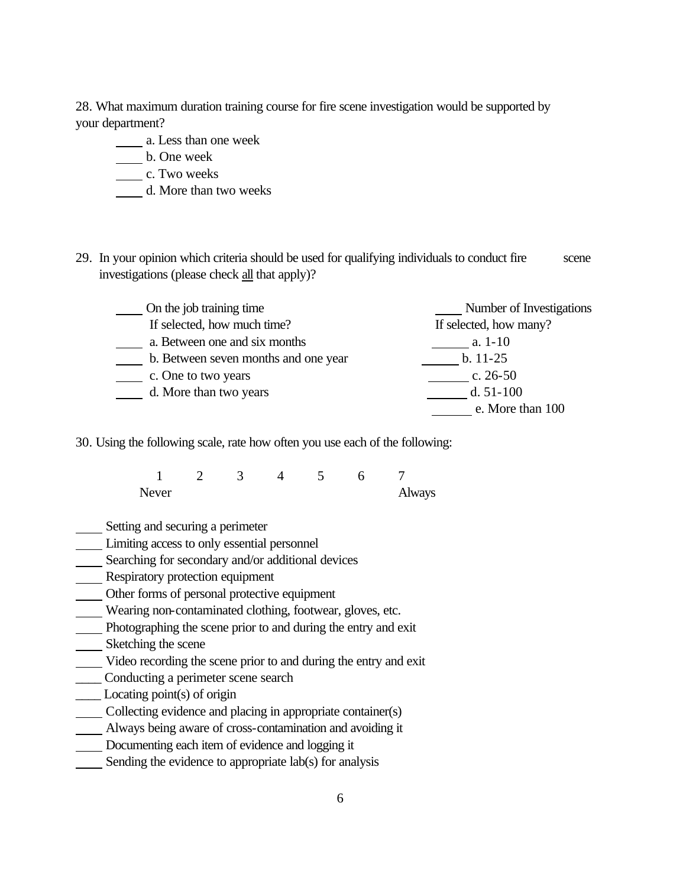28. What maximum duration training course for fire scene investigation would be supported by your department?

____ a. Less than one week
____ b. One week
____ c. Two weeks
____ d. More than two weeks

29. In your opinion which criteria should be used for qualifying individuals to conduct fire scene investigations (please check all that apply)?

| | |
|---|---|
| ____ On the job training time | ____ Number of Investigations |
| If selected, how much time? | If selected, how many? |
| ____ a. Between one and six months | ______ a. 1-10 |
| ____ b. Between seven months and one year | ______ b. 11-25 |
| ____ c. One to two years | ______ c. 26-50 |
| ____ d. More than two years | ______ d. 51-100 |
| | ______ e. More than 100 |

30. Using the following scale, rate how often you use each of the following:

| 1 | 2 | 3 | 4 | 5 | 6 | 7 |
|---|---|---|---|---|---|---|
| Never | | | | | | Always |

____ Setting and securing a perimeter
____ Limiting access to only essential personnel
____ Searching for secondary and/or additional devices
____ Respiratory protection equipment
____ Other forms of personal protective equipment
____ Wearing non-contaminated clothing, footwear, gloves, etc.
____ Photographing the scene prior to and during the entry and exit
____ Sketching the scene
____ Video recording the scene prior to and during the entry and exit
____ Conducting a perimeter scene search
____ Locating point(s) of origin
____ Collecting evidence and placing in appropriate container(s)
____ Always being aware of cross-contamination and avoiding it
____ Documenting each item of evidence and logging it
____ Sending the evidence to appropriate lab(s) for analysis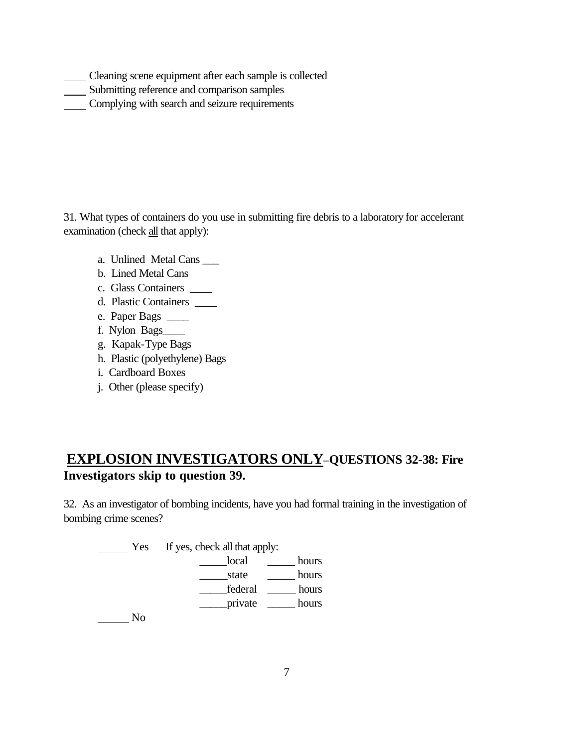____ Cleaning scene equipment after each sample is collected
____ Submitting reference and comparison samples
____ Complying with search and seizure requirements

31. What types of containers do you use in submitting fire debris to a laboratory for accelerant examination (check all that apply):

a. Unlined Metal Cans ___
b. Lined Metal Cans
c. Glass Containers ____
d. Plastic Containers ____
e. Paper Bags ____
f. Nylon Bags____
g. Kapak-Type Bags
h. Plastic (polyethylene) Bags
i. Cardboard Boxes
j. Other (please specify)

## **EXPLOSION INVESTIGATORS ONLY–QUESTIONS 32-38: Fire Investigators skip to question 39.**

32. As an investigator of bombing incidents, have you had formal training in the investigation of bombing crime scenes?

______ Yes If yes, check all that apply:

_____local _____ hours
_____state _____ hours
_____federal _____ hours
_____private _____ hours

______ No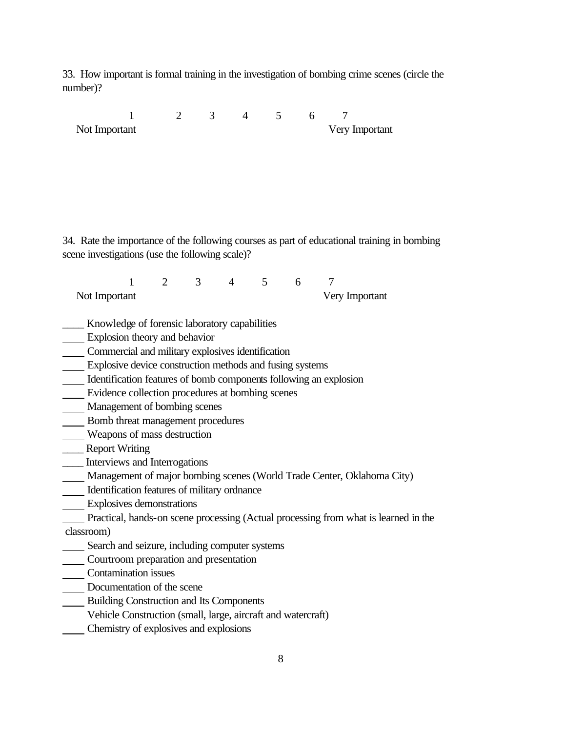33. How important is formal training in the investigation of bombing crime scenes (circle the number)?

| 1 | 2 | 3 | 4 | 5 | 6 | 7 |
|---|---|---|---|---|---|---|
| Not Important | | | | | | Very Important |

34. Rate the importance of the following courses as part of educational training in bombing scene investigations (use the following scale)?

| 1 | 2 | 3 | 4 | 5 | 6 | 7 |
|---|---|---|---|---|---|---|
| Not Important | | | | | | Very Important |

____ Knowledge of forensic laboratory capabilities
____ Explosion theory and behavior
____ Commercial and military explosives identification
____ Explosive device construction methods and fusing systems
____ Identification features of bomb components following an explosion
____ Evidence collection procedures at bombing scenes
____ Management of bombing scenes
____ Bomb threat management procedures
____ Weapons of mass destruction
____ Report Writing
____ Interviews and Interrogations
____ Management of major bombing scenes (World Trade Center, Oklahoma City)
____ Identification features of military ordnance
____ Explosives demonstrations
____ Practical, hands-on scene processing (Actual processing from what is learned in the classroom)
____ Search and seizure, including computer systems
____ Courtroom preparation and presentation
____ Contamination issues
____ Documentation of the scene
____ Building Construction and Its Components
____ Vehicle Construction (small, large, aircraft and watercraft)
____ Chemistry of explosives and explosions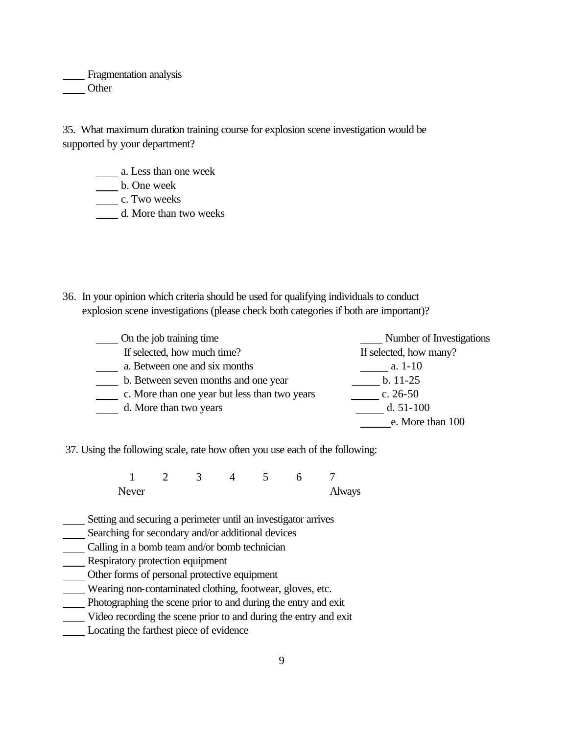____ Fragmentation analysis
____ Other

35. What maximum duration training course for explosion scene investigation would be supported by your department?

____ a. Less than one week
____ b. One week
____ c. Two weeks
____ d. More than two weeks

36. In your opinion which criteria should be used for qualifying individuals to conduct explosion scene investigations (please check both categories if both are important)?

| | |
|---|---|
| ____ On the job training time | ____ Number of Investigations |
| If selected, how much time? | If selected, how many? |
| ____ a. Between one and six months | ____ a. 1-10 |
| ____ b. Between seven months and one year | ____ b. 11-25 |
| ____ c. More than one year but less than two years | ____ c. 26-50 |
| ____ d. More than two years | ____ d. 51-100 |
| | ____ e. More than 100 |

37. Using the following scale, rate how often you use each of the following:

| 1 | 2 | 3 | 4 | 5 | 6 | 7 |
|---|---|---|---|---|---|---|
| Never | | | | | | Always |

____ Setting and securing a perimeter until an investigator arrives
____ Searching for secondary and/or additional devices
____ Calling in a bomb team and/or bomb technician
____ Respiratory protection equipment
____ Other forms of personal protective equipment
____ Wearing non-contaminated clothing, footwear, gloves, etc.
____ Photographing the scene prior to and during the entry and exit
____ Video recording the scene prior to and during the entry and exit
____ Locating the farthest piece of evidence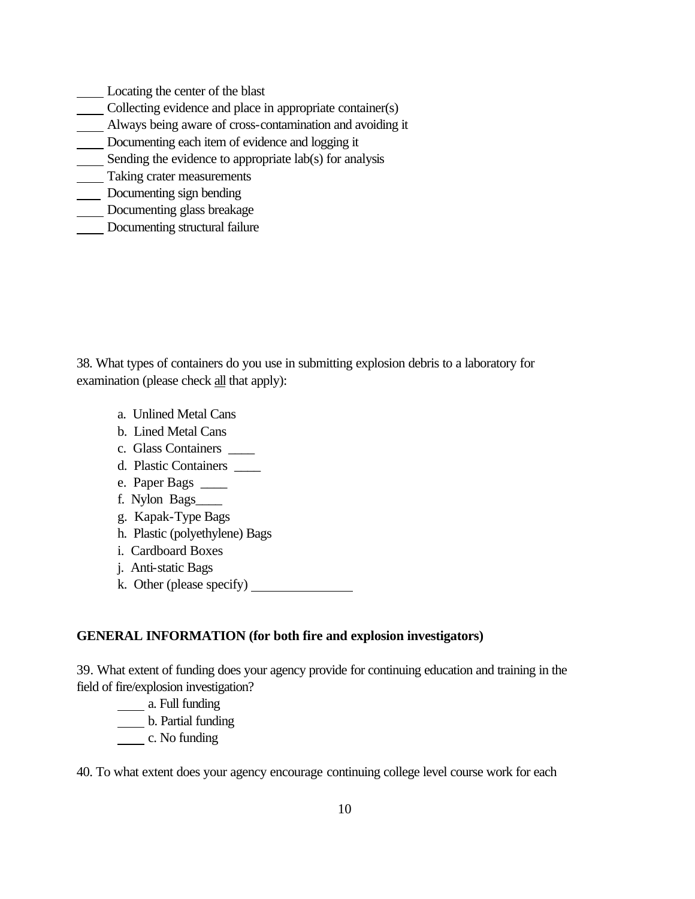____ Locating the center of the blast
____ Collecting evidence and place in appropriate container(s)
____ Always being aware of cross-contamination and avoiding it
____ Documenting each item of evidence and logging it
____ Sending the evidence to appropriate lab(s) for analysis
____ Taking crater measurements
____ Documenting sign bending
____ Documenting glass breakage
____ Documenting structural failure

38. What types of containers do you use in submitting explosion debris to a laboratory for examination (please check all that apply):

a. Unlined Metal Cans
b. Lined Metal Cans
c. Glass Containers ____
d. Plastic Containers ____
e. Paper Bags ____
f. Nylon Bags____
g. Kapak-Type Bags
h. Plastic (polyethylene) Bags
i. Cardboard Boxes
j. Anti-static Bags
k. Other (please specify) ____________

**GENERAL INFORMATION (for both fire and explosion investigators)**

39. What extent of funding does your agency provide for continuing education and training in the field of fire/explosion investigation?

____ a. Full funding
____ b. Partial funding
____ c. No funding

40. To what extent does your agency encourage continuing college level course work for each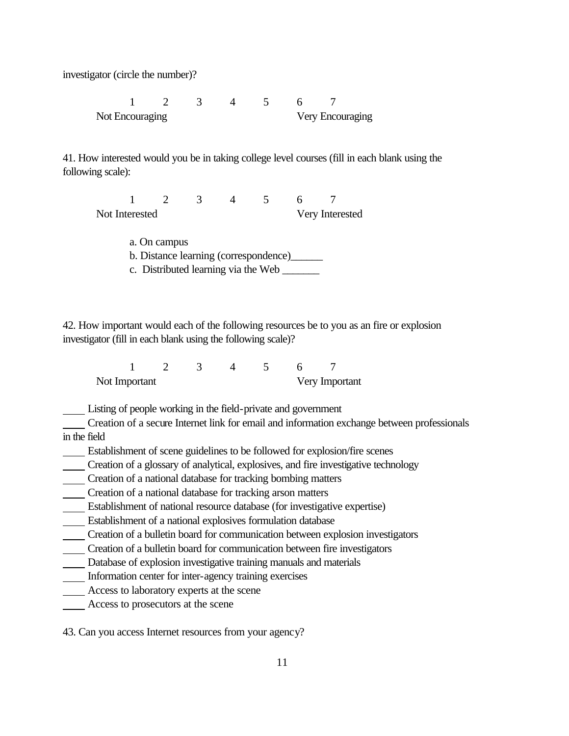investigator (circle the number)?

| 1 | 2 | 3 | 4 | 5 | 6 | 7 |
|---|---|---|---|---|---|---|
| Not Encouraging | | | | | Very Encouraging | |

41. How interested would you be in taking college level courses (fill in each blank using the following scale):

| 1 | 2 | 3 | 4 | 5 | 6 | 7 |
|---|---|---|---|---|---|---|
| Not Interested | | | | | Very Interested | |

a. On campus

b. Distance learning (correspondence)______

c. Distributed learning via the Web _______

42. How important would each of the following resources be to you as an fire or explosion investigator (fill in each blank using the following scale)?

| 1 | 2 | 3 | 4 | 5 | 6 | 7 |
|---|---|---|---|---|---|---|
| Not Important | | | | | Very Important | |

____ Listing of people working in the field-private and government

____ Creation of a secure Internet link for email and information exchange between professionals in the field

____ Establishment of scene guidelines to be followed for explosion/fire scenes

____ Creation of a glossary of analytical, explosives, and fire investigative technology

____ Creation of a national database for tracking bombing matters

____ Creation of a national database for tracking arson matters

____ Establishment of national resource database (for investigative expertise)

____ Establishment of a national explosives formulation database

____ Creation of a bulletin board for communication between explosion investigators

____ Creation of a bulletin board for communication between fire investigators

____ Database of explosion investigative training manuals and materials

____ Information center for inter-agency training exercises

____ Access to laboratory experts at the scene

____ Access to prosecutors at the scene

43. Can you access Internet resources from your agency?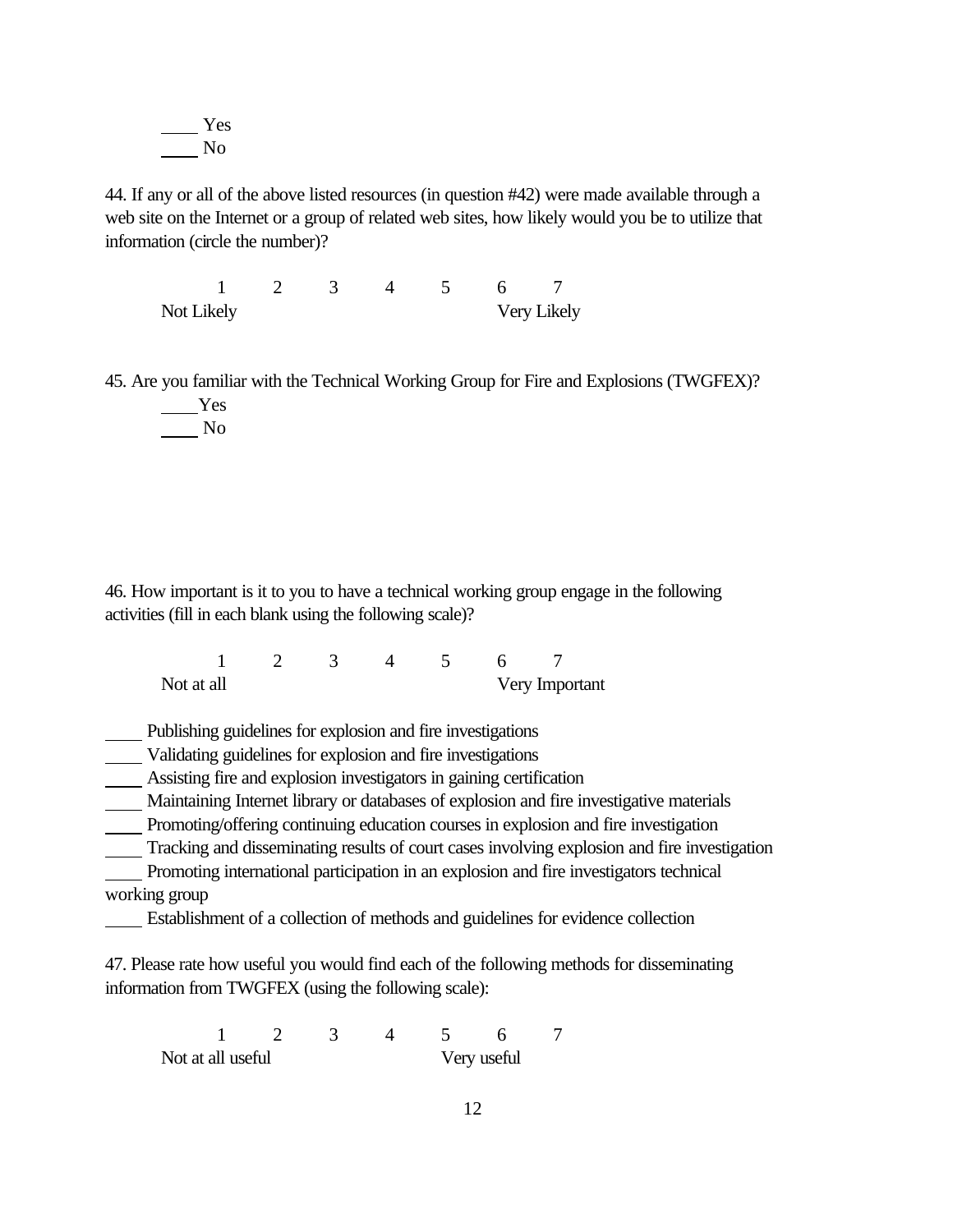____ Yes
____ No

44. If any or all of the above listed resources (in question #42) were made available through a web site on the Internet or a group of related web sites, how likely would you be to utilize that information (circle the number)?

| 1 | 2 | 3 | 4 | 5 | 6 | 7 |
|---|---|---|---|---|---|---|
| Not Likely | | | | | Very Likely | |

45. Are you familiar with the Technical Working Group for Fire and Explosions (TWGFEX)?

____ Yes
____ No

46. How important is it to you to have a technical working group engage in the following activities (fill in each blank using the following scale)?

| 1 | 2 | 3 | 4 | 5 | 6 | 7 |
|---|---|---|---|---|---|---|
| Not at all | | | | | Very Important | |

____ Publishing guidelines for explosion and fire investigations
____ Validating guidelines for explosion and fire investigations
____ Assisting fire and explosion investigators in gaining certification
____ Maintaining Internet library or databases of explosion and fire investigative materials
____ Promoting/offering continuing education courses in explosion and fire investigation
____ Tracking and disseminating results of court cases involving explosion and fire investigation
____ Promoting international participation in an explosion and fire investigators technical working group
____ Establishment of a collection of methods and guidelines for evidence collection

47. Please rate how useful you would find each of the following methods for disseminating information from TWGFEX (using the following scale):

| 1 | 2 | 3 | 4 | 5 | 6 | 7 |
|---|---|---|---|---|---|---|
| Not at all useful | | | | Very useful | | |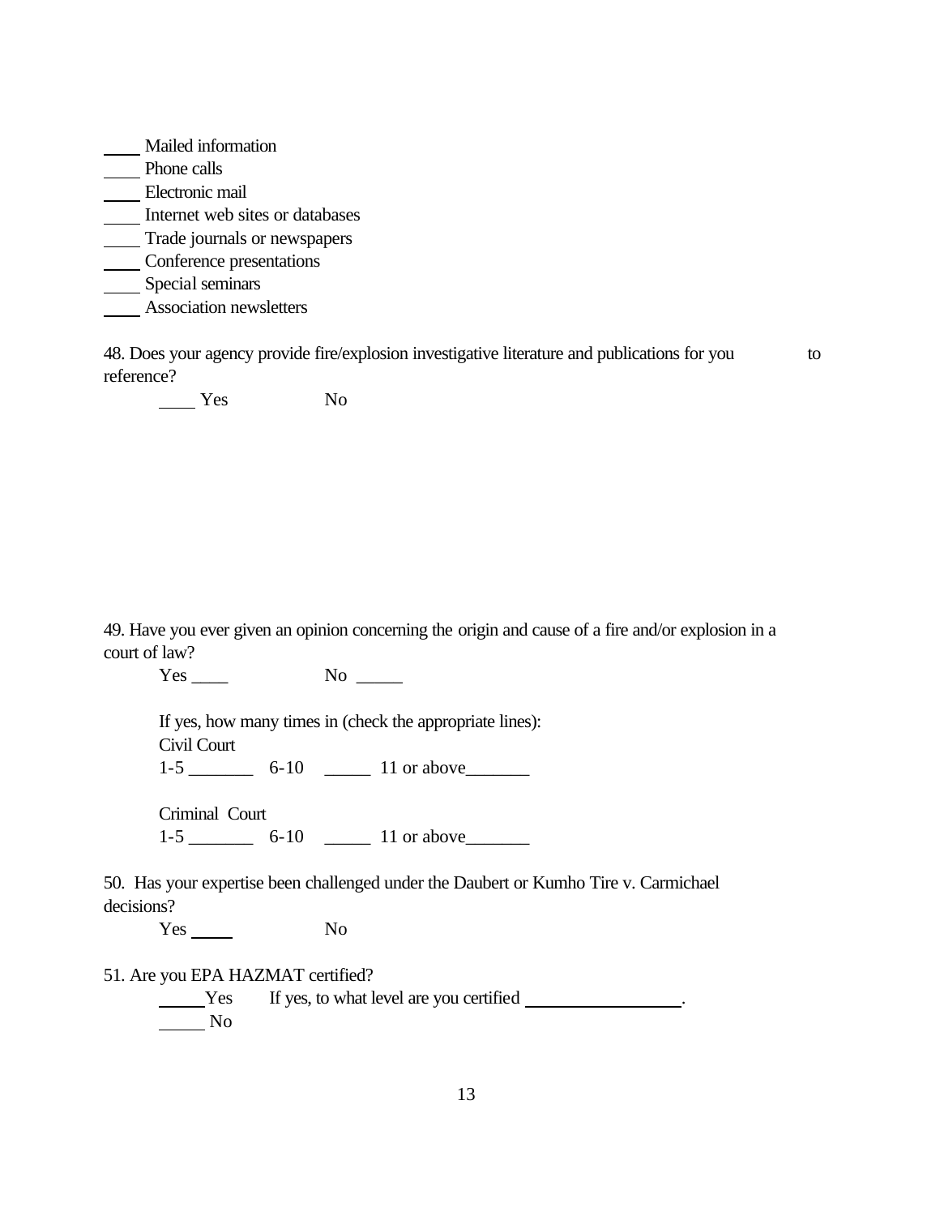____ Mailed information
____ Phone calls
____ Electronic mail
____ Internet web sites or databases
____ Trade journals or newspapers
____ Conference presentations
____ Special seminars
____ Association newsletters

48. Does your agency provide fire/explosion investigative literature and publications for you to reference?

____ Yes No

49. Have you ever given an opinion concerning the origin and cause of a fire and/or explosion in a court of law?

Yes ____ No _____

If yes, how many times in (check the appropriate lines):

Civil Court

1-5 _______ 6-10 _____ 11 or above_______

Criminal Court

1-5 _______ 6-10 _____ 11 or above_______

50. Has your expertise been challenged under the Daubert or Kumho Tire v. Carmichael decisions?

Yes _____ No

51. Are you EPA HAZMAT certified?

_____Yes If yes, to what level are you certified _________________.

_____ No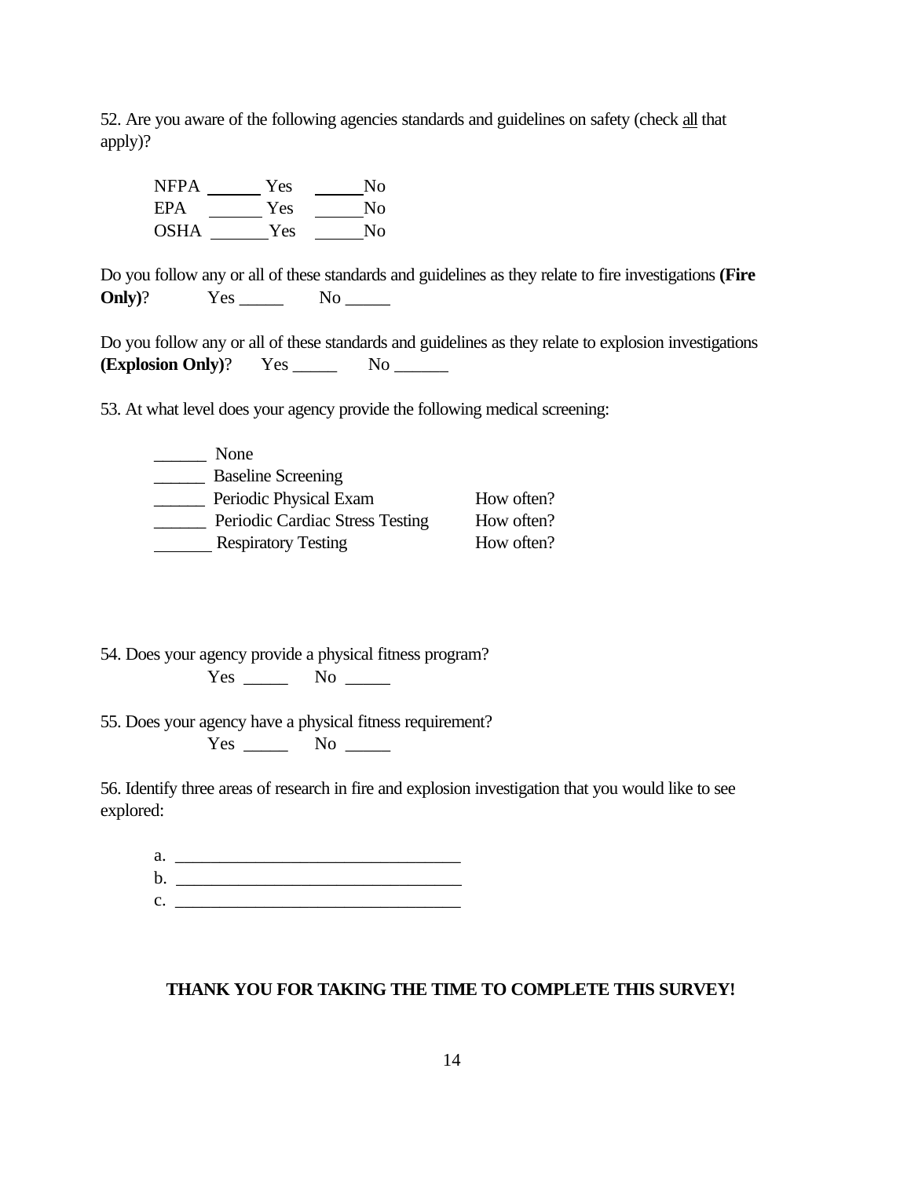52. Are you aware of the following agencies standards and guidelines on safety (check <u>all</u> that apply)?

NFPA ______ Yes ______No
EPA ______ Yes ______No
OSHA ______Yes ______No

Do you follow any or all of these standards and guidelines as they relate to fire investigations **(Fire Only)**? Yes _____ No _____

Do you follow any or all of these standards and guidelines as they relate to explosion investigations **(Explosion Only)**? Yes _____ No ______

53. At what level does your agency provide the following medical screening:

______ None
______ Baseline Screening
______ Periodic Physical Exam How often?
______ Periodic Cardiac Stress Testing How often?
______ Respiratory Testing How often?

54. Does your agency provide a physical fitness program?
Yes _____ No _____

55. Does your agency have a physical fitness requirement?
Yes _____ No _____

56. Identify three areas of research in fire and explosion investigation that you would like to see explored:

a. ________________________________
b. ________________________________
c. ________________________________

**THANK YOU FOR TAKING THE TIME TO COMPLETE THIS SURVEY!**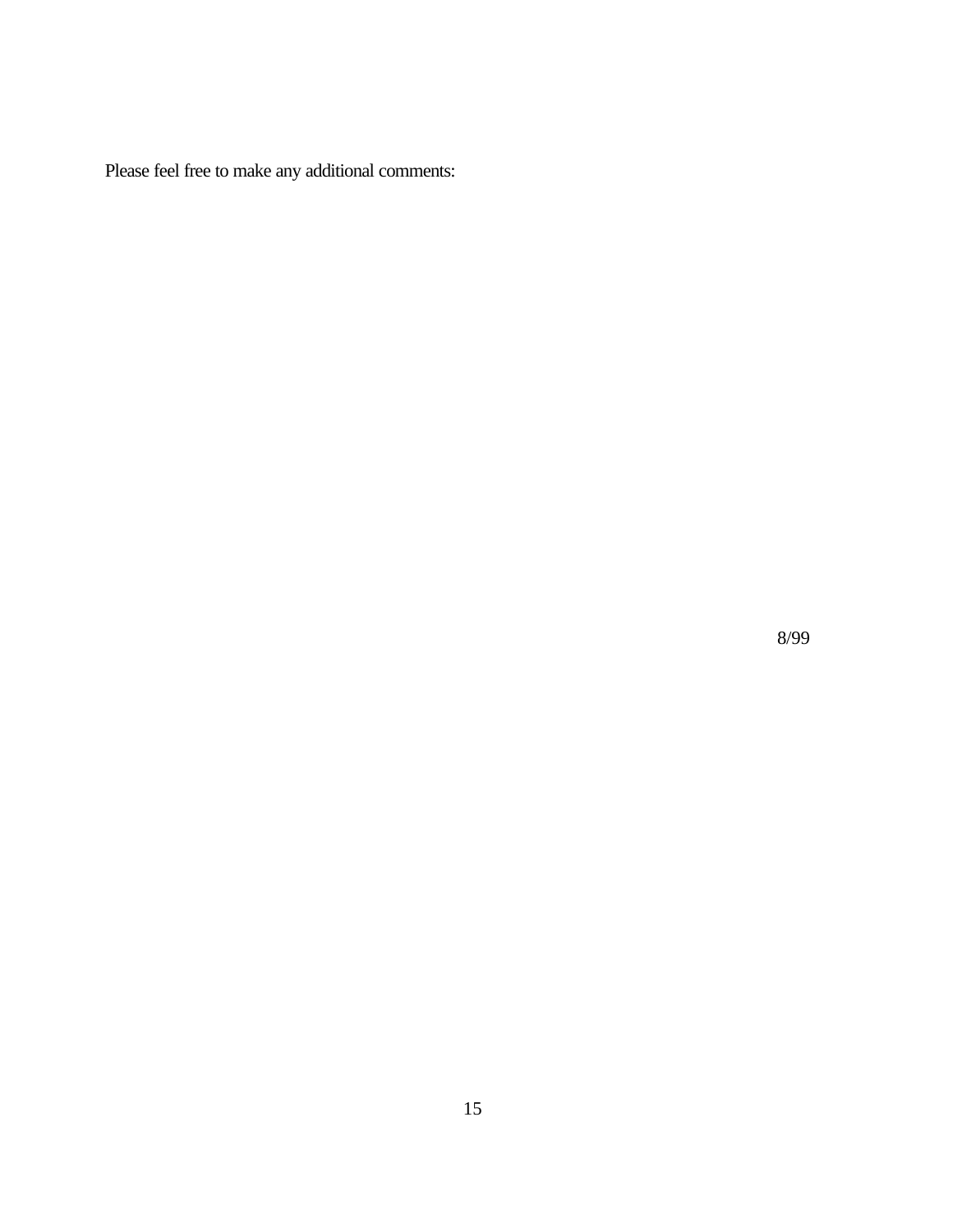Please feel free to make any additional comments:

8/99